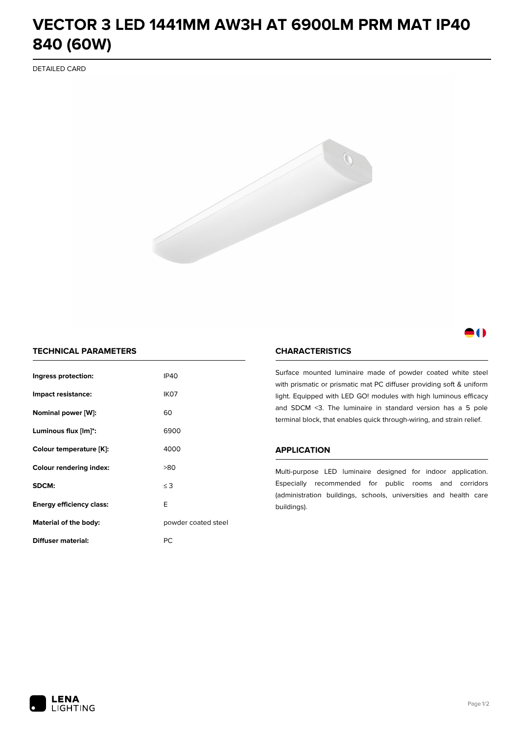# VECTOR 3 LED 1441MM AW3H AT 6900LM PRM MAT IP40 840 (60W)

DETAILED CARD

## TECHNICAL PARAMETERS

| | |
|---|---|
| **Ingress protection:** | IP40 |
| **Impact resistance:** | IK07 |
| **Nominal power [W]:** | 60 |
| **Luminous flux [lm]*:** | 6900 |
| **Colour temperature [K]:** | 4000 |
| **Colour rendering index:** | >80 |
| **SDCM:** | ≤ 3 |
| **Energy efficiency class:** | E |
| **Material of the body:** | powder coated steel |
| **Diffuser material:** | PC |

## CHARACTERISTICS

Surface mounted luminaire made of powder coated white steel with prismatic or prismatic mat PC diffuser providing soft & uniform light. Equipped with LED GO! modules with high luminous efficacy and SDCM <3. The luminaire in standard version has a 5 pole terminal block, that enables quick through-wiring, and strain relief.

## APPLICATION

Multi-purpose LED luminaire designed for indoor application. Especially recommended for public rooms and corridors (administration buildings, schools, universities and health care buildings).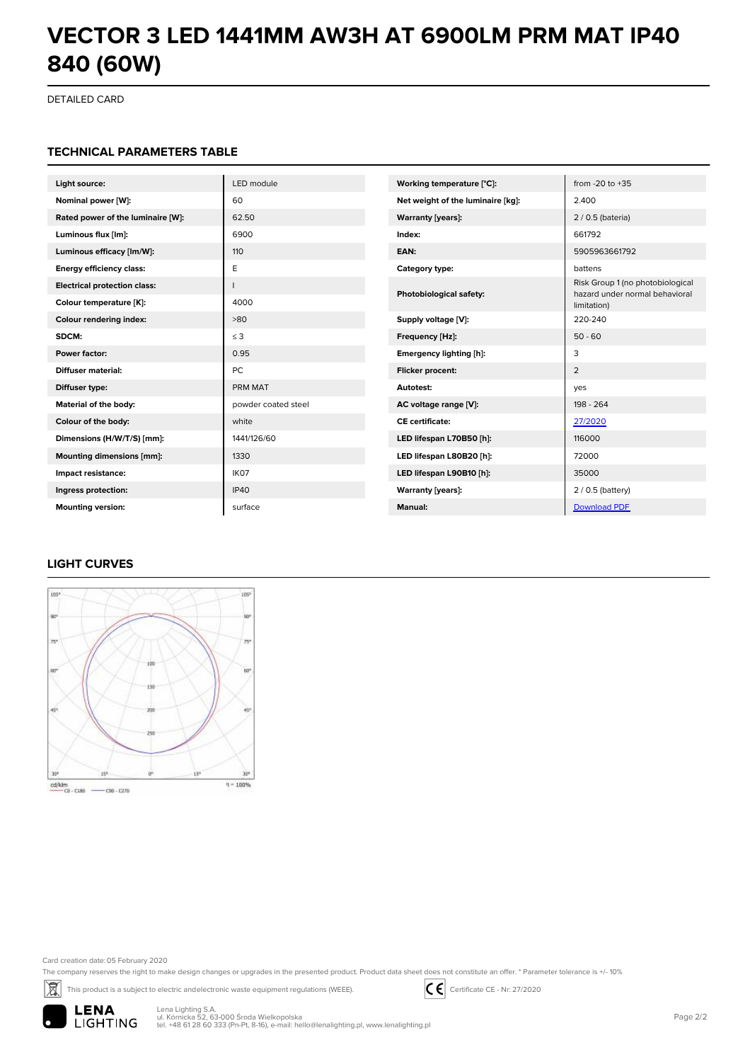# VECTOR 3 LED 1441MM AW3H AT 6900LM PRM MAT IP40 840 (60W)

DETAILED CARD

## TECHNICAL PARAMETERS TABLE

| | |
|---|---|
| **Light source:** | LED module |
| **Nominal power [W]:** | 60 |
| **Rated power of the luminaire [W]:** | 62.50 |
| **Luminous flux [lm]:** | 6900 |
| **Luminous efficacy [lm/W]:** | 110 |
| **Energy efficiency class:** | E |
| **Electrical protection class:** | I |
| **Colour temperature [K]:** | 4000 |
| **Colour rendering index:** | >80 |
| **SDCM:** | ≤ 3 |
| **Power factor:** | 0.95 |
| **Diffuser material:** | PC |
| **Diffuser type:** | PRM MAT |
| **Material of the body:** | powder coated steel |
| **Colour of the body:** | white |
| **Dimensions (H/W/T/S) [mm]:** | 1441/126/60 |
| **Mounting dimensions [mm]:** | 1330 |
| **Impact resistance:** | IK07 |
| **Ingress protection:** | IP40 |
| **Mounting version:** | surface |

| | |
|---|---|
| **Working temperature [°C]:** | from -20 to +35 |
| **Net weight of the luminaire [kg]:** | 2.400 |
| **Warranty [years]:** | 2 / 0.5 (bateria) |
| **Index:** | 661792 |
| **EAN:** | 5905963661792 |
| **Category type:** | battens |
| **Photobiological safety:** | Risk Group 1 (no photobiological hazard under normal behavioral limitation) |
| **Supply voltage [V]:** | 220-240 |
| **Frequency [Hz]:** | 50 - 60 |
| **Emergency lighting [h]:** | 3 |
| **Flicker procent:** | 2 |
| **Autotest:** | yes |
| **AC voltage range [V]:** | 198 - 264 |
| **CE certificate:** | 27/2020 |
| **LED lifespan L70B50 [h]:** | 116000 |
| **LED lifespan L80B20 [h]:** | 72000 |
| **LED lifespan L90B10 [h]:** | 35000 |
| **Warranty [years]:** | 2 / 0.5 (battery) |
| **Manual:** | Download PDF |

## LIGHT CURVES

105° 105°
90° 90°
75° 75°
60° 60°
45° 45°
30° 15° 0° 15° 30°
100
150
200
250
cd/klm
C0 - C180
C90 - C270
η = 100%

Card creation date: 05 February 2020

The company reserves the right to make design changes or upgrades in the presented product. Product data sheet does not constitute an offer. * Parameter tolerance is +/- 10%

This product is a subject to electric andelectronic waste equipment regulations (WEEE).

Certificate CE - Nr: 27/2020

LENA LIGHTING

Lena Lighting S.A.
ul. Kórnicka 52, 63-000 Środa Wielkopolska
tel. +48 61 28 60 333 (Pn-Pt, 8-16), e-mail: hello@lenalighting.pl, www.lenalighting.pl